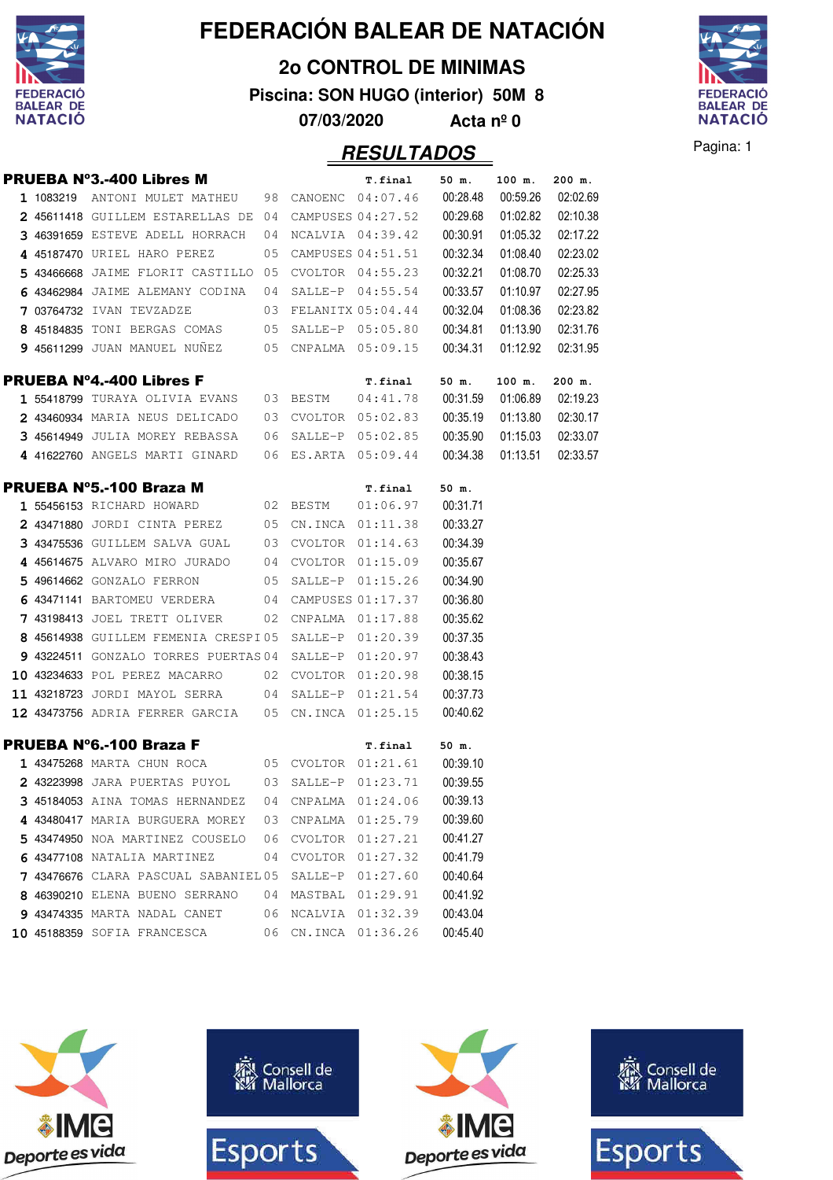# FEDERACIÓN BALEAR DE NATACIÓN

## 2o CONTROL DE MINIMAS

**Piscina: SON HUGO (interior) 50M 8**

**07/03/2020 Acta nº 0**

## RESULTADOS

### PRUEBA Nº3.-400 Libres M

| | Licencia | Nombre | Año | Club | T.final | 50 m. | 100 m. | 200 m. |
|---|---|---|---|---|---|---|---|---|
| 1 | 1083219 | ANTONI MULET MATHEU | 98 | CANOENC | 04:07.46 | 00:28.48 | 00:59.26 | 02:02.69 |
| 2 | 45611418 | GUILLEM ESTARELLAS DE | 04 | CAMPUSES | 04:27.52 | 00:29.68 | 01:02.82 | 02:10.38 |
| 3 | 46391659 | ESTEVE ADELL HORRACH | 04 | NCALVIA | 04:39.42 | 00:30.91 | 01:05.32 | 02:17.22 |
| 4 | 45187470 | URIEL HARO PEREZ | 05 | CAMPUSES | 04:51.51 | 00:32.34 | 01:08.40 | 02:23.02 |
| 5 | 43466668 | JAIME FLORIT CASTILLO | 05 | CVOLTOR | 04:55.23 | 00:32.21 | 01:08.70 | 02:25.33 |
| 6 | 43462984 | JAIME ALEMANY CODINA | 04 | SALLE-P | 04:55.54 | 00:33.57 | 01:10.97 | 02:27.95 |
| 7 | 03764732 | IVAN TEVZADZE | 03 | FELANITX | 05:04.44 | 00:32.04 | 01:08.36 | 02:23.82 |
| 8 | 45184835 | TONI BERGAS COMAS | 05 | SALLE-P | 05:05.80 | 00:34.81 | 01:13.90 | 02:31.76 |
| 9 | 45611299 | JUAN MANUEL NUÑEZ | 05 | CNPALMA | 05:09.15 | 00:34.31 | 01:12.92 | 02:31.95 |

### PRUEBA Nº4.-400 Libres F

| | Licencia | Nombre | Año | Club | T.final | 50 m. | 100 m. | 200 m. |
|---|---|---|---|---|---|---|---|---|
| 1 | 55418799 | TURAYA OLIVIA EVANS | 03 | BESTM | 04:41.78 | 00:31.59 | 01:06.89 | 02:19.23 |
| 2 | 43460934 | MARIA NEUS DELICADO | 03 | CVOLTOR | 05:02.83 | 00:35.19 | 01:13.80 | 02:30.17 |
| 3 | 45614949 | JULIA MOREY REBASSA | 06 | SALLE-P | 05:02.85 | 00:35.90 | 01:15.03 | 02:33.07 |
| 4 | 41622760 | ANGELS MARTI GINARD | 06 | ES.ARTA | 05:09.44 | 00:34.38 | 01:13.51 | 02:33.57 |

### PRUEBA Nº5.-100 Braza M

| | Licencia | Nombre | Año | Club | T.final | 50 m. |
|---|---|---|---|---|---|---|
| 1 | 55456153 | RICHARD HOWARD | 02 | BESTM | 01:06.97 | 00:31.71 |
| 2 | 43471880 | JORDI CINTA PEREZ | 05 | CN.INCA | 01:11.38 | 00:33.27 |
| 3 | 43475536 | GUILLEM SALVA GUAL | 03 | CVOLTOR | 01:14.63 | 00:34.39 |
| 4 | 45614675 | ALVARO MIRO JURADO | 04 | CVOLTOR | 01:15.09 | 00:35.67 |
| 5 | 49614662 | GONZALO FERRON | 05 | SALLE-P | 01:15.26 | 00:34.90 |
| 6 | 43471141 | BARTOMEU VERDERA | 04 | CAMPUSES | 01:17.37 | 00:36.80 |
| 7 | 43198413 | JOEL TRETT OLIVER | 02 | CNPALMA | 01:17.88 | 00:35.62 |
| 8 | 45614938 | GUILLEM FEMENIA CRESPI | 05 | SALLE-P | 01:20.39 | 00:37.35 |
| 9 | 43224511 | GONZALO TORRES PUERTAS | 04 | SALLE-P | 01:20.97 | 00:38.43 |
| 10 | 43234633 | POL PEREZ MACARRO | 02 | CVOLTOR | 01:20.98 | 00:38.15 |
| 11 | 43218723 | JORDI MAYOL SERRA | 04 | SALLE-P | 01:21.54 | 00:37.73 |
| 12 | 43473756 | ADRIA FERRER GARCIA | 05 | CN.INCA | 01:25.15 | 00:40.62 |

### PRUEBA Nº6.-100 Braza F

| | Licencia | Nombre | Año | Club | T.final | 50 m. |
|---|---|---|---|---|---|---|
| 1 | 43475268 | MARTA CHUN ROCA | 05 | CVOLTOR | 01:21.61 | 00:39.10 |
| 2 | 43223998 | JARA PUERTAS PUYOL | 03 | SALLE-P | 01:23.71 | 00:39.55 |
| 3 | 45184053 | AINA TOMAS HERNANDEZ | 04 | CNPALMA | 01:24.06 | 00:39.13 |
| 4 | 43480417 | MARIA BURGUERA MOREY | 03 | CNPALMA | 01:25.79 | 00:39.60 |
| 5 | 43474950 | NOA MARTINEZ COUSELO | 06 | CVOLTOR | 01:27.21 | 00:41.27 |
| 6 | 43477108 | NATALIA MARTINEZ | 04 | CVOLTOR | 01:27.32 | 00:41.79 |
| 7 | 43476676 | CLARA PASCUAL SABANIEL | 05 | SALLE-P | 01:27.60 | 00:40.64 |
| 8 | 46390210 | ELENA BUENO SERRANO | 04 | MASTBAL | 01:29.91 | 00:41.92 |
| 9 | 43474335 | MARTA NADAL CANET | 06 | NCALVIA | 01:32.39 | 00:43.04 |
| 10 | 45188359 | SOFIA FRANCESCA | 06 | CN.INCA | 01:36.26 | 00:45.40 |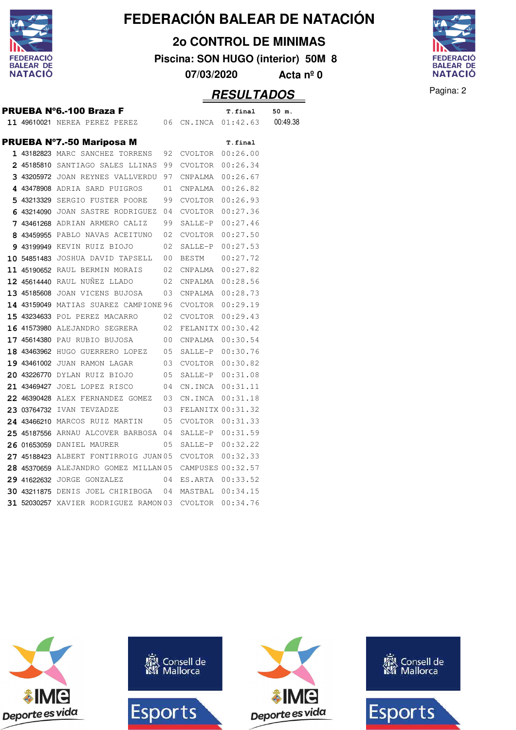# FEDERACIÓN BALEAR DE NATACIÓN

## 2o CONTROL DE MINIMAS

**Piscina: SON HUGO (interior) 50M 8**

**07/03/2020 Acta nº 0**

## RESULTADOS

### PRUEBA Nº6.-100 Braza F

| | | | | | T.final | 50 m. |
|---|---|---|---|---|---|---|
| 11 | 49610021 | NEREA PEREZ PEREZ | 06 | CN.INCA | 01:42.63 | 00:49.38 |

### PRUEBA Nº7.-50 Mariposa M

| | | | | | T.final |
|---|---|---|---|---|---|
| 1 | 43182823 | MARC SANCHEZ TORRENS | 92 | CVOLTOR | 00:26.00 |
| 2 | 45185810 | SANTIAGO SALES LLINAS | 99 | CVOLTOR | 00:26.34 |
| 3 | 43205972 | JOAN REYNES VALLVERDU | 97 | CNPALMA | 00:26.67 |
| 4 | 43478908 | ADRIA SARD PUIGROS | 01 | CNPALMA | 00:26.82 |
| 5 | 43213329 | SERGIO FUSTER POORE | 99 | CVOLTOR | 00:26.93 |
| 6 | 43214090 | JOAN SASTRE RODRIGUEZ | 04 | CVOLTOR | 00:27.36 |
| 7 | 43461268 | ADRIAN ARMERO CALIZ | 99 | SALLE-P | 00:27.46 |
| 8 | 43459955 | PABLO NAVAS ACEITUNO | 02 | CVOLTOR | 00:27.50 |
| 9 | 43199949 | KEVIN RUIZ BIOJO | 02 | SALLE-P | 00:27.53 |
| 10 | 54851483 | JOSHUA DAVID TAPSELL | 00 | BESTM | 00:27.72 |
| 11 | 45190652 | RAUL BERMIN MORAIS | 02 | CNPALMA | 00:27.82 |
| 12 | 45614440 | RAUL NUÑEZ LLADO | 02 | CNPALMA | 00:28.56 |
| 13 | 45185608 | JOAN VICENS BUJOSA | 03 | CNPALMA | 00:28.73 |
| 14 | 43159049 | MATIAS SUAREZ CAMPIONE | 96 | CVOLTOR | 00:29.19 |
| 15 | 43234633 | POL PEREZ MACARRO | 02 | CVOLTOR | 00:29.43 |
| 16 | 41573980 | ALEJANDRO SEGRERA | 02 | FELANITX | 00:30.42 |
| 17 | 45614380 | PAU RUBIO BUJOSA | 00 | CNPALMA | 00:30.54 |
| 18 | 43463962 | HUGO GUERRERO LOPEZ | 05 | SALLE-P | 00:30.76 |
| 19 | 43461002 | JUAN RAMON LAGAR | 03 | CVOLTOR | 00:30.82 |
| 20 | 43226770 | DYLAN RUIZ BIOJO | 05 | SALLE-P | 00:31.08 |
| 21 | 43469427 | JOEL LOPEZ RISCO | 04 | CN.INCA | 00:31.11 |
| 22 | 46390428 | ALEX FERNANDEZ GOMEZ | 03 | CN.INCA | 00:31.18 |
| 23 | 03764732 | IVAN TEVZADZE | 03 | FELANITX | 00:31.32 |
| 24 | 43466210 | MARCOS RUIZ MARTIN | 05 | CVOLTOR | 00:31.33 |
| 25 | 45187556 | ARNAU ALCOVER BARBOSA | 04 | SALLE-P | 00:31.59 |
| 26 | 01653059 | DANIEL MAURER | 05 | SALLE-P | 00:32.22 |
| 27 | 45188423 | ALBERT FONTIRROIG JUAN | 05 | CVOLTOR | 00:32.33 |
| 28 | 45370659 | ALEJANDRO GOMEZ MILLAN | 05 | CAMPUSES | 00:32.57 |
| 29 | 41622632 | JORGE GONZALEZ | 04 | ES.ARTA | 00:33.52 |
| 30 | 43211875 | DENIS JOEL CHIRIBOGA | 04 | MASTBAL | 00:34.15 |
| 31 | 52030257 | XAVIER RODRIGUEZ RAMON | 03 | CVOLTOR | 00:34.76 |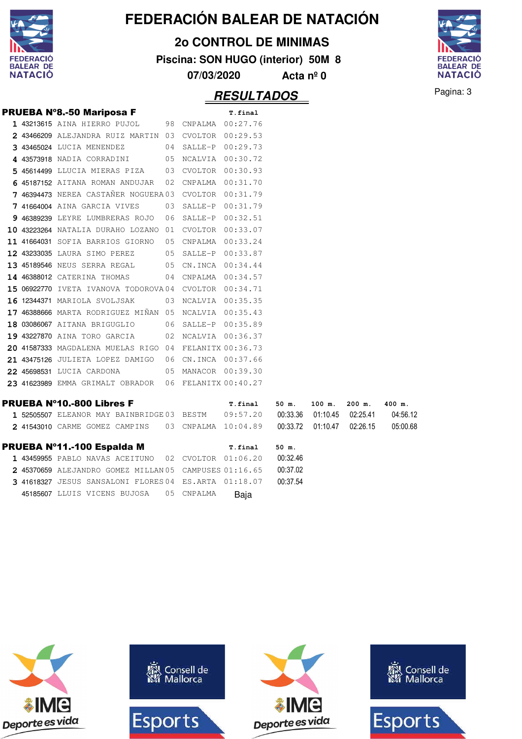# FEDERACIÓN BALEAR DE NATACIÓN

## 2o CONTROL DE MINIMAS

**Piscina: SON HUGO (interior) 50M 8**

**07/03/2020 Acta nº 0**

## RESULTADOS

### PRUEBA Nº8.-50 Mariposa F

| | | | | | T.final |
|---|---|---|---|---|---|
| 1 | 43213615 | AINA HIERRO PUJOL | 98 | CNPALMA | 00:27.76 |
| 2 | 43466209 | ALEJANDRA RUIZ MARTIN | 03 | CVOLTOR | 00:29.53 |
| 3 | 43465024 | LUCIA MENENDEZ | 04 | SALLE-P | 00:29.73 |
| 4 | 43573918 | NADIA CORRADINI | 05 | NCALVIA | 00:30.72 |
| 5 | 45614499 | LLUCIA MIERAS PIZA | 03 | CVOLTOR | 00:30.93 |
| 6 | 45187152 | AITANA ROMAN ANDUJAR | 02 | CNPALMA | 00:31.70 |
| 7 | 46394473 | NEREA CASTAÑER NOGUERA | 03 | CVOLTOR | 00:31.79 |
| 7 | 41664004 | AINA GARCIA VIVES | 03 | SALLE-P | 00:31.79 |
| 9 | 46389239 | LEYRE LUMBRERAS ROJO | 06 | SALLE-P | 00:32.51 |
| 10 | 43223264 | NATALIA DURAHO LOZANO | 01 | CVOLTOR | 00:33.07 |
| 11 | 41664031 | SOFIA BARRIOS GIORNO | 05 | CNPALMA | 00:33.24 |
| 12 | 43233035 | LAURA SIMO PEREZ | 05 | SALLE-P | 00:33.87 |
| 13 | 45189546 | NEUS SERRA REGAL | 05 | CN.INCA | 00:34.44 |
| 14 | 46388012 | CATERINA THOMAS | 04 | CNPALMA | 00:34.57 |
| 15 | 06922770 | IVETA IVANOVA TODOROVA | 04 | CVOLTOR | 00:34.71 |
| 16 | 12344371 | MARIOLA SVOLJSAK | 03 | NCALVIA | 00:35.35 |
| 17 | 46388666 | MARTA RODRIGUEZ MIÑAN | 05 | NCALVIA | 00:35.43 |
| 18 | 03086067 | AITANA BRIGUGLIO | 06 | SALLE-P | 00:35.89 |
| 19 | 43227870 | AINA TORO GARCIA | 02 | NCALVIA | 00:36.37 |
| 20 | 41587333 | MAGDALENA MUELAS RIGO | 04 | FELANITX | 00:36.73 |
| 21 | 43475126 | JULIETA LOPEZ DAMIGO | 06 | CN.INCA | 00:37.66 |
| 22 | 45698531 | LUCIA CARDONA | 05 | MANACOR | 00:39.30 |
| 23 | 41623989 | EMMA GRIMALT OBRADOR | 06 | FELANITX | 00:40.27 |

### PRUEBA Nº10.-800 Libres F

| | | | | | T.final | 50 m. | 100 m. | 200 m. | 400 m. |
|---|---|---|---|---|---|---|---|---|---|
| 1 | 52505507 | ELEANOR MAY BAINBRIDGE | 03 | BESTM | 09:57.20 | 00:33.36 | 01:10.45 | 02:25.41 | 04:56.12 |
| 2 | 41543010 | CARME GOMEZ CAMPINS | 03 | CNPALMA | 10:04.89 | 00:33.72 | 01:10.47 | 02:26.15 | 05:00.68 |

### PRUEBA Nº11.-100 Espalda M

| | | | | | T.final | 50 m. |
|---|---|---|---|---|---|---|
| 1 | 43459955 | PABLO NAVAS ACEITUNO | 02 | CVOLTOR | 01:06.20 | 00:32.46 |
| 2 | 45370659 | ALEJANDRO GOMEZ MILLAN | 05 | CAMPUSES | 01:16.65 | 00:37.02 |
| 3 | 41618327 | JESUS SANSALONI FLORES | 04 | ES.ARTA | 01:18.07 | 00:37.54 |
| | 45185607 | LLUIS VICENS BUJOSA | 05 | CNPALMA | Baja | |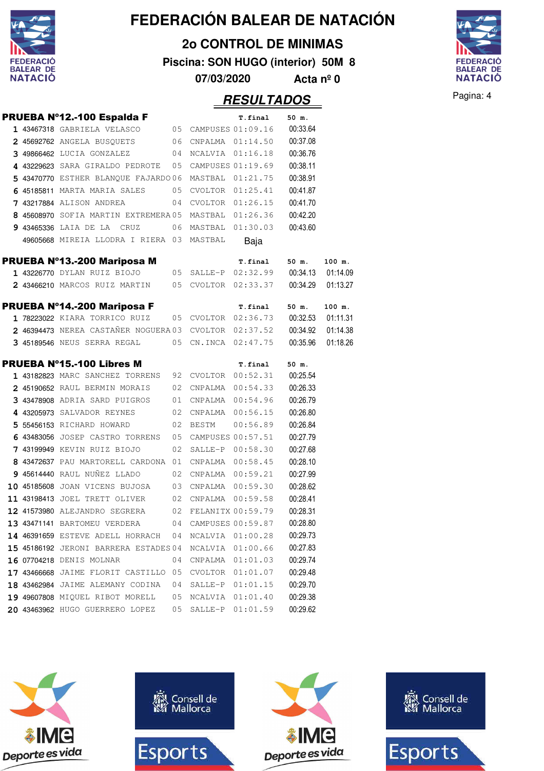# FEDERACIÓN BALEAR DE NATACIÓN

## 2o CONTROL DE MINIMAS

**Piscina: SON HUGO (interior) 50M 8**

**07/03/2020 Acta nº 0**

## RESULTADOS

### PRUEBA Nº12.-100 Espalda F

| | | | | | T.final | 50 m. |
|---|---|---|---|---|---|---|
| 1 | 43467318 | GABRIELA VELASCO | 05 | CAMPUSES | 01:09.16 | 00:33.64 |
| 2 | 45692762 | ANGELA BUSQUETS | 06 | CNPALMA | 01:14.50 | 00:37.08 |
| 3 | 49866462 | LUCIA GONZALEZ | 04 | NCALVIA | 01:16.18 | 00:36.76 |
| 4 | 43229623 | SARA GIRALDO PEDROTE | 05 | CAMPUSES | 01:19.69 | 00:38.11 |
| 5 | 43470770 | ESTHER BLANQUE FAJARDO | 06 | MASTBAL | 01:21.75 | 00:38.91 |
| 6 | 45185811 | MARTA MARIA SALES | 05 | CVOLTOR | 01:25.41 | 00:41.87 |
| 7 | 43217884 | ALISON ANDREA | 04 | CVOLTOR | 01:26.15 | 00:41.70 |
| 8 | 45608970 | SOFIA MARTIN EXTREMERA | 05 | MASTBAL | 01:26.36 | 00:42.20 |
| 9 | 43465336 | LAIA DE LA CRUZ | 06 | MASTBAL | 01:30.03 | 00:43.60 |
| | 49605668 | MIREIA LLODRA I RIERA | 03 | MASTBAL | Baja | |

### PRUEBA Nº13.-200 Mariposa M

| | | | | | T.final | 50 m. | 100 m. |
|---|---|---|---|---|---|---|---|
| 1 | 43226770 | DYLAN RUIZ BIOJO | 05 | SALLE-P | 02:32.99 | 00:34.13 | 01:14.09 |
| 2 | 43466210 | MARCOS RUIZ MARTIN | 05 | CVOLTOR | 02:33.37 | 00:34.29 | 01:13.27 |

### PRUEBA Nº14.-200 Mariposa F

| | | | | | T.final | 50 m. | 100 m. |
|---|---|---|---|---|---|---|---|
| 1 | 78223022 | KIARA TORRICO RUIZ | 05 | CVOLTOR | 02:36.73 | 00:32.53 | 01:11.31 |
| 2 | 46394473 | NEREA CASTAÑER NOGUERA | 03 | CVOLTOR | 02:37.52 | 00:34.92 | 01:14.38 |
| 3 | 45189546 | NEUS SERRA REGAL | 05 | CN.INCA | 02:47.75 | 00:35.96 | 01:18.26 |

### PRUEBA Nº15.-100 Libres M

| | | | | | T.final | 50 m. |
|---|---|---|---|---|---|---|
| 1 | 43182823 | MARC SANCHEZ TORRENS | 92 | CVOLTOR | 00:52.31 | 00:25.54 |
| 2 | 45190652 | RAUL BERMIN MORAIS | 02 | CNPALMA | 00:54.33 | 00:26.33 |
| 3 | 43478908 | ADRIA SARD PUIGROS | 01 | CNPALMA | 00:54.96 | 00:26.79 |
| 4 | 43205973 | SALVADOR REYNES | 02 | CNPALMA | 00:56.15 | 00:26.80 |
| 5 | 55456153 | RICHARD HOWARD | 02 | BESTM | 00:56.89 | 00:26.84 |
| 6 | 43483056 | JOSEP CASTRO TORRENS | 05 | CAMPUSES | 00:57.51 | 00:27.79 |
| 7 | 43199949 | KEVIN RUIZ BIOJO | 02 | SALLE-P | 00:58.30 | 00:27.68 |
| 8 | 43472637 | PAU MARTORELL CARDONA | 01 | CNPALMA | 00:58.45 | 00:28.10 |
| 9 | 45614440 | RAUL NUÑEZ LLADO | 02 | CNPALMA | 00:59.21 | 00:27.99 |
| 10 | 45185608 | JOAN VICENS BUJOSA | 03 | CNPALMA | 00:59.30 | 00:28.62 |
| 11 | 43198413 | JOEL TRETT OLIVER | 02 | CNPALMA | 00:59.58 | 00:28.41 |
| 12 | 41573980 | ALEJANDRO SEGRERA | 02 | FELANITX | 00:59.79 | 00:28.31 |
| 13 | 43471141 | BARTOMEU VERDERA | 04 | CAMPUSES | 00:59.87 | 00:28.80 |
| 14 | 46391659 | ESTEVE ADELL HORRACH | 04 | NCALVIA | 01:00.28 | 00:29.73 |
| 15 | 45186192 | JERONI BARRERA ESTADES | 04 | NCALVIA | 01:00.66 | 00:27.83 |
| 16 | 07704218 | DENIS MOLNAR | 04 | CNPALMA | 01:01.03 | 00:29.74 |
| 17 | 43466668 | JAIME FLORIT CASTILLO | 05 | CVOLTOR | 01:01.07 | 00:29.48 |
| 18 | 43462984 | JAIME ALEMANY CODINA | 04 | SALLE-P | 01:01.15 | 00:29.70 |
| 19 | 49607808 | MIQUEL RIBOT MORELL | 05 | NCALVIA | 01:01.40 | 00:29.38 |
| 20 | 43463962 | HUGO GUERRERO LOPEZ | 05 | SALLE-P | 01:01.59 | 00:29.62 |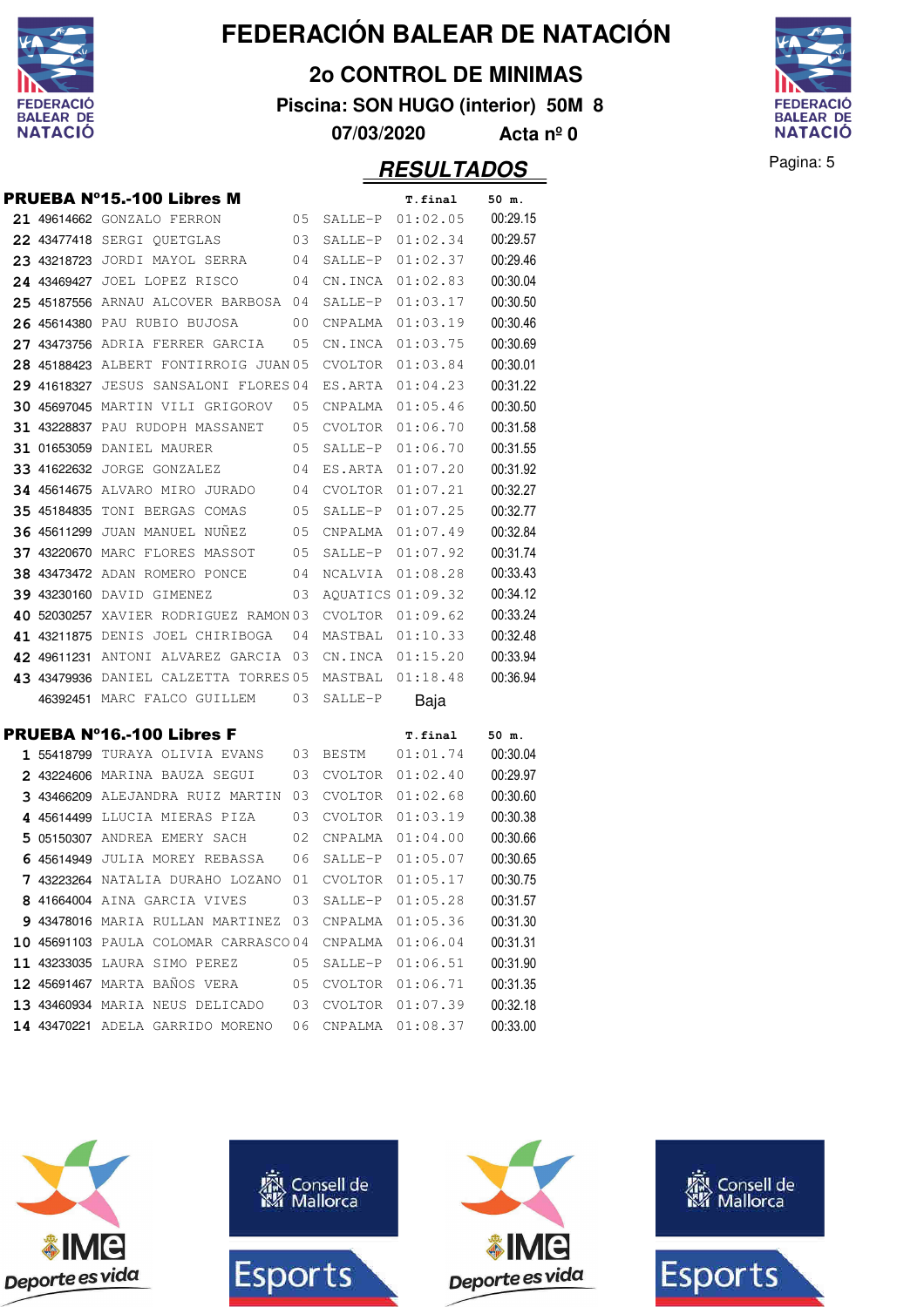# FEDERACIÓN BALEAR DE NATACIÓN

## 2o CONTROL DE MINIMAS

**Piscina: SON HUGO (interior) 50M 8**

**07/03/2020 Acta nº 0**

## RESULTADOS

### PRUEBA Nº15.-100 Libres M

| | | | | | T.final | 50 m. |
|---|---|---|---|---|---|---|
| 21 | 49614662 | GONZALO FERRON | 05 | SALLE-P | 01:02.05 | 00:29.15 |
| 22 | 43477418 | SERGI QUETGLAS | 03 | SALLE-P | 01:02.34 | 00:29.57 |
| 23 | 43218723 | JORDI MAYOL SERRA | 04 | SALLE-P | 01:02.37 | 00:29.46 |
| 24 | 43469427 | JOEL LOPEZ RISCO | 04 | CN.INCA | 01:02.83 | 00:30.04 |
| 25 | 45187556 | ARNAU ALCOVER BARBOSA | 04 | SALLE-P | 01:03.17 | 00:30.50 |
| 26 | 45614380 | PAU RUBIO BUJOSA | 00 | CNPALMA | 01:03.19 | 00:30.46 |
| 27 | 43473756 | ADRIA FERRER GARCIA | 05 | CN.INCA | 01:03.75 | 00:30.69 |
| 28 | 45188423 | ALBERT FONTIRROIG JUAN | 05 | CVOLTOR | 01:03.84 | 00:30.01 |
| 29 | 41618327 | JESUS SANSALONI FLORES | 04 | ES.ARTA | 01:04.23 | 00:31.22 |
| 30 | 45697045 | MARTIN VILI GRIGOROV | 05 | CNPALMA | 01:05.46 | 00:30.50 |
| 31 | 43228837 | PAU RUDOPH MASSANET | 05 | CVOLTOR | 01:06.70 | 00:31.58 |
| 31 | 01653059 | DANIEL MAURER | 05 | SALLE-P | 01:06.70 | 00:31.55 |
| 33 | 41622632 | JORGE GONZALEZ | 04 | ES.ARTA | 01:07.20 | 00:31.92 |
| 34 | 45614675 | ALVARO MIRO JURADO | 04 | CVOLTOR | 01:07.21 | 00:32.27 |
| 35 | 45184835 | TONI BERGAS COMAS | 05 | SALLE-P | 01:07.25 | 00:32.77 |
| 36 | 45611299 | JUAN MANUEL NUÑEZ | 05 | CNPALMA | 01:07.49 | 00:32.84 |
| 37 | 43220670 | MARC FLORES MASSOT | 05 | SALLE-P | 01:07.92 | 00:31.74 |
| 38 | 43473472 | ADAN ROMERO PONCE | 04 | NCALVIA | 01:08.28 | 00:33.43 |
| 39 | 43230160 | DAVID GIMENEZ | 03 | AQUATICS | 01:09.32 | 00:34.12 |
| 40 | 52030257 | XAVIER RODRIGUEZ RAMON | 03 | CVOLTOR | 01:09.62 | 00:33.24 |
| 41 | 43211875 | DENIS JOEL CHIRIBOGA | 04 | MASTBAL | 01:10.33 | 00:32.48 |
| 42 | 49611231 | ANTONI ALVAREZ GARCIA | 03 | CN.INCA | 01:15.20 | 00:33.94 |
| 43 | 43479936 | DANIEL CALZETTA TORRES | 05 | MASTBAL | 01:18.48 | 00:36.94 |
| | 46392451 | MARC FALCO GUILLEM | 03 | SALLE-P | Baja | |

### PRUEBA Nº16.-100 Libres F

| | | | | | T.final | 50 m. |
|---|---|---|---|---|---|---|
| 1 | 55418799 | TURAYA OLIVIA EVANS | 03 | BESTM | 01:01.74 | 00:30.04 |
| 2 | 43224606 | MARINA BAUZA SEGUI | 03 | CVOLTOR | 01:02.40 | 00:29.97 |
| 3 | 43466209 | ALEJANDRA RUIZ MARTIN | 03 | CVOLTOR | 01:02.68 | 00:30.60 |
| 4 | 45614499 | LLUCIA MIERAS PIZA | 03 | CVOLTOR | 01:03.19 | 00:30.38 |
| 5 | 05150307 | ANDREA EMERY SACH | 02 | CNPALMA | 01:04.00 | 00:30.66 |
| 6 | 45614949 | JULIA MOREY REBASSA | 06 | SALLE-P | 01:05.07 | 00:30.65 |
| 7 | 43223264 | NATALIA DURAHO LOZANO | 01 | CVOLTOR | 01:05.17 | 00:30.75 |
| 8 | 41664004 | AINA GARCIA VIVES | 03 | SALLE-P | 01:05.28 | 00:31.57 |
| 9 | 43478016 | MARIA RULLAN MARTINEZ | 03 | CNPALMA | 01:05.36 | 00:31.30 |
| 10 | 45691103 | PAULA COLOMAR CARRASCO | 04 | CNPALMA | 01:06.04 | 00:31.31 |
| 11 | 43233035 | LAURA SIMO PEREZ | 05 | SALLE-P | 01:06.51 | 00:31.90 |
| 12 | 45691467 | MARTA BAÑOS VERA | 05 | CVOLTOR | 01:06.71 | 00:31.35 |
| 13 | 43460934 | MARIA NEUS DELICADO | 03 | CVOLTOR | 01:07.39 | 00:32.18 |
| 14 | 43470221 | ADELA GARRIDO MORENO | 06 | CNPALMA | 01:08.37 | 00:33.00 |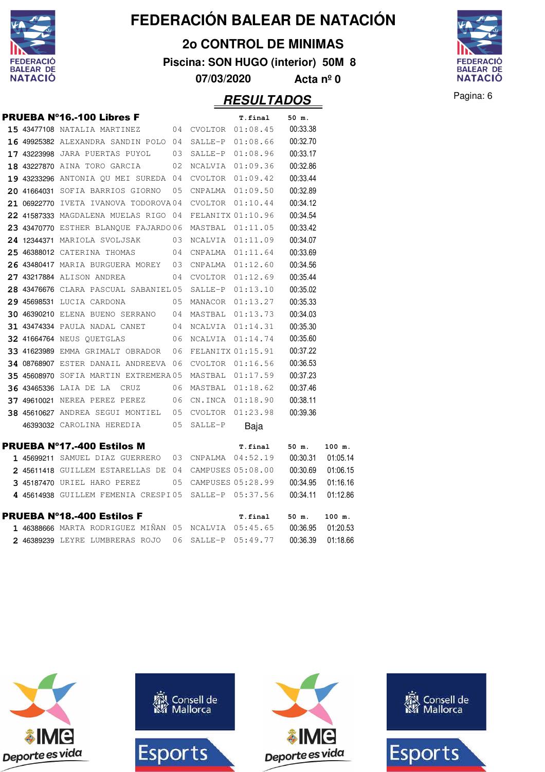# FEDERACIÓN BALEAR DE NATACIÓN

## 2o CONTROL DE MINIMAS

**Piscina: SON HUGO (interior) 50M 8**

**07/03/2020 Acta nº 0**

## RESULTADOS

### PRUEBA Nº16.-100 Libres F

| | | | | | T.final | 50 m. |
|---|---|---|---|---|---|---|
| 15 | 43477108 | NATALIA MARTINEZ | 04 | CVOLTOR | 01:08.45 | 00:33.38 |
| 16 | 49925382 | ALEXANDRA SANDIN POLO | 04 | SALLE-P | 01:08.66 | 00:32.70 |
| 17 | 43223998 | JARA PUERTAS PUYOL | 03 | SALLE-P | 01:08.96 | 00:33.17 |
| 18 | 43227870 | AINA TORO GARCIA | 02 | NCALVIA | 01:09.36 | 00:32.86 |
| 19 | 43233296 | ANTONIA QU MEI SUREDA | 04 | CVOLTOR | 01:09.42 | 00:33.44 |
| 20 | 41664031 | SOFIA BARRIOS GIORNO | 05 | CNPALMA | 01:09.50 | 00:32.89 |
| 21 | 06922770 | IVETA IVANOVA TODOROVA | 04 | CVOLTOR | 01:10.44 | 00:34.12 |
| 22 | 41587333 | MAGDALENA MUELAS RIGO | 04 | FELANITX | 01:10.96 | 00:34.54 |
| 23 | 43470770 | ESTHER BLANQUE FAJARDO | 06 | MASTBAL | 01:11.05 | 00:33.42 |
| 24 | 12344371 | MARIOLA SVOLJSAK | 03 | NCALVIA | 01:11.09 | 00:34.07 |
| 25 | 46388012 | CATERINA THOMAS | 04 | CNPALMA | 01:11.64 | 00:33.69 |
| 26 | 43480417 | MARIA BURGUERA MOREY | 03 | CNPALMA | 01:12.60 | 00:34.56 |
| 27 | 43217884 | ALISON ANDREA | 04 | CVOLTOR | 01:12.69 | 00:35.44 |
| 28 | 43476676 | CLARA PASCUAL SABANIEL | 05 | SALLE-P | 01:13.10 | 00:35.02 |
| 29 | 45698531 | LUCIA CARDONA | 05 | MANACOR | 01:13.27 | 00:35.33 |
| 30 | 46390210 | ELENA BUENO SERRANO | 04 | MASTBAL | 01:13.73 | 00:34.03 |
| 31 | 43474334 | PAULA NADAL CANET | 04 | NCALVIA | 01:14.31 | 00:35.30 |
| 32 | 41664764 | NEUS QUETGLAS | 06 | NCALVIA | 01:14.74 | 00:35.60 |
| 33 | 41623989 | EMMA GRIMALT OBRADOR | 06 | FELANITX | 01:15.91 | 00:37.22 |
| 34 | 08768907 | ESTER DANAIL ANDREEVA | 06 | CVOLTOR | 01:16.56 | 00:36.53 |
| 35 | 45608970 | SOFIA MARTIN EXTREMERA | 05 | MASTBAL | 01:17.59 | 00:37.23 |
| 36 | 43465336 | LAIA DE LA CRUZ | 06 | MASTBAL | 01:18.62 | 00:37.46 |
| 37 | 49610021 | NEREA PEREZ PEREZ | 06 | CN.INCA | 01:18.90 | 00:38.11 |
| 38 | 45610627 | ANDREA SEGUI MONTIEL | 05 | CVOLTOR | 01:23.98 | 00:39.36 |
| | 46393032 | CAROLINA HEREDIA | 05 | SALLE-P | Baja | |

### PRUEBA Nº17.-400 Estilos M

| | | | | | T.final | 50 m. | 100 m. |
|---|---|---|---|---|---|---|---|
| 1 | 45699211 | SAMUEL DIAZ GUERRERO | 03 | CNPALMA | 04:52.19 | 00:30.31 | 01:05.14 |
| 2 | 45611418 | GUILLEM ESTARELLAS DE | 04 | CAMPUSES | 05:08.00 | 00:30.69 | 01:06.15 |
| 3 | 45187470 | URIEL HARO PEREZ | 05 | CAMPUSES | 05:28.99 | 00:34.95 | 01:16.16 |
| 4 | 45614938 | GUILLEM FEMENIA CRESPI | 05 | SALLE-P | 05:37.56 | 00:34.11 | 01:12.86 |

### PRUEBA Nº18.-400 Estilos F

| | | | | | T.final | 50 m. | 100 m. |
|---|---|---|---|---|---|---|---|
| 1 | 46388666 | MARTA RODRIGUEZ MIÑAN | 05 | NCALVIA | 05:45.65 | 00:36.95 | 01:20.53 |
| 2 | 46389239 | LEYRE LUMBRERAS ROJO | 06 | SALLE-P | 05:49.77 | 00:36.39 | 01:18.66 |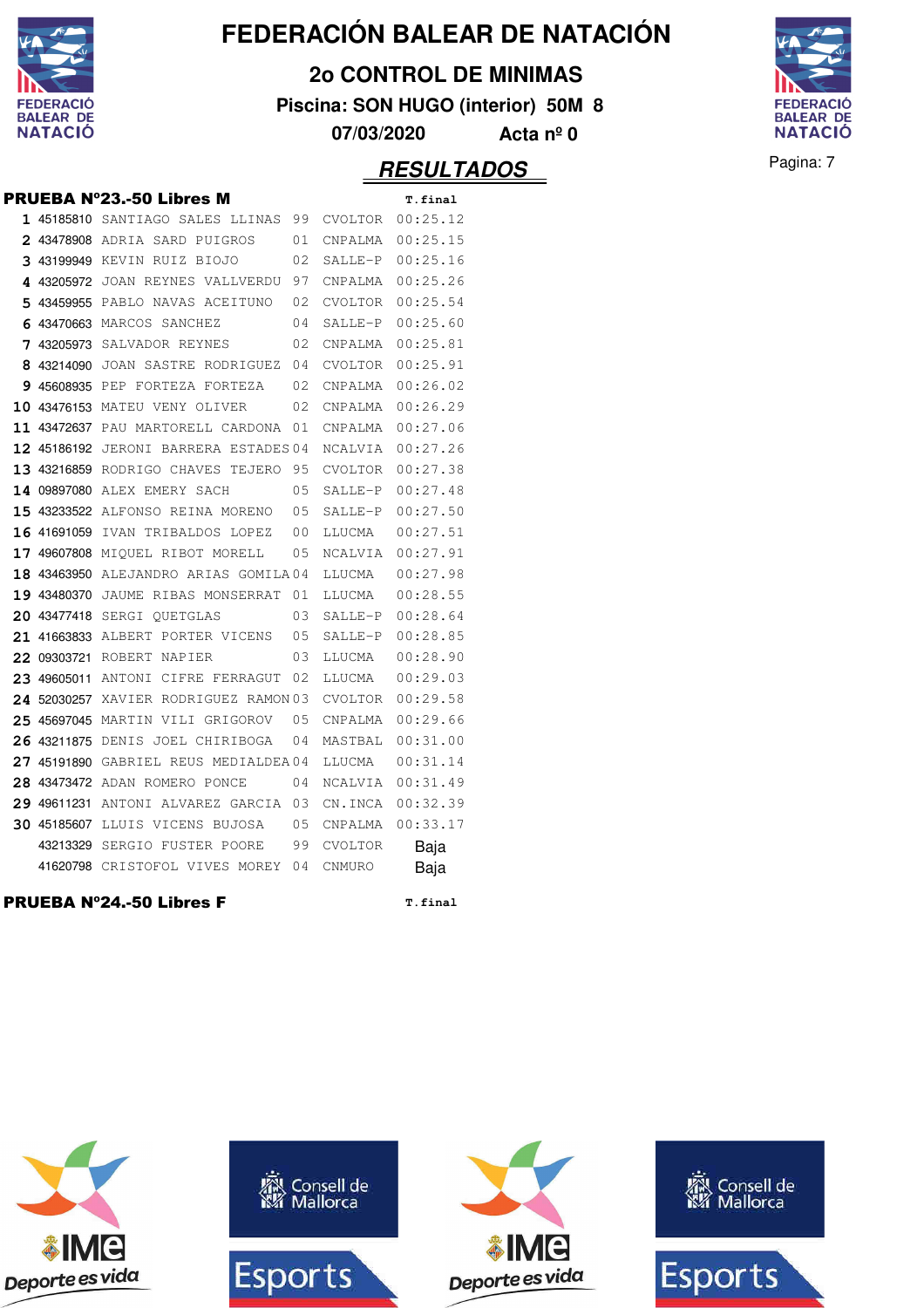# FEDERACIÓN BALEAR DE NATACIÓN

## 2o CONTROL DE MINIMAS

**Piscina: SON HUGO (interior) 50M 8**

**07/03/2020 Acta nº 0**

## RESULTADOS

### PRUEBA Nº23.-50 Libres M

| | | | | | T.final |
|---|---|---|---|---|---|
| 1 | 45185810 | SANTIAGO SALES LLINAS | 99 | CVOLTOR | 00:25.12 |
| 2 | 43478908 | ADRIA SARD PUIGROS | 01 | CNPALMA | 00:25.15 |
| 3 | 43199949 | KEVIN RUIZ BIOJO | 02 | SALLE-P | 00:25.16 |
| 4 | 43205972 | JOAN REYNES VALLVERDU | 97 | CNPALMA | 00:25.26 |
| 5 | 43459955 | PABLO NAVAS ACEITUNO | 02 | CVOLTOR | 00:25.54 |
| 6 | 43470663 | MARCOS SANCHEZ | 04 | SALLE-P | 00:25.60 |
| 7 | 43205973 | SALVADOR REYNES | 02 | CNPALMA | 00:25.81 |
| 8 | 43214090 | JOAN SASTRE RODRIGUEZ | 04 | CVOLTOR | 00:25.91 |
| 9 | 45608935 | PEP FORTEZA FORTEZA | 02 | CNPALMA | 00:26.02 |
| 10 | 43476153 | MATEU VENY OLIVER | 02 | CNPALMA | 00:26.29 |
| 11 | 43472637 | PAU MARTORELL CARDONA | 01 | CNPALMA | 00:27.06 |
| 12 | 45186192 | JERONI BARRERA ESTADES | 04 | NCALVIA | 00:27.26 |
| 13 | 43216859 | RODRIGO CHAVES TEJERO | 95 | CVOLTOR | 00:27.38 |
| 14 | 09897080 | ALEX EMERY SACH | 05 | SALLE-P | 00:27.48 |
| 15 | 43233522 | ALFONSO REINA MORENO | 05 | SALLE-P | 00:27.50 |
| 16 | 41691059 | IVAN TRIBALDOS LOPEZ | 00 | LLUCMA | 00:27.51 |
| 17 | 49607808 | MIQUEL RIBOT MORELL | 05 | NCALVIA | 00:27.91 |
| 18 | 43463950 | ALEJANDRO ARIAS GOMILA | 04 | LLUCMA | 00:27.98 |
| 19 | 43480370 | JAUME RIBAS MONSERRAT | 01 | LLUCMA | 00:28.55 |
| 20 | 43477418 | SERGI QUETGLAS | 03 | SALLE-P | 00:28.64 |
| 21 | 41663833 | ALBERT PORTER VICENS | 05 | SALLE-P | 00:28.85 |
| 22 | 09303721 | ROBERT NAPIER | 03 | LLUCMA | 00:28.90 |
| 23 | 49605011 | ANTONI CIFRE FERRAGUT | 02 | LLUCMA | 00:29.03 |
| 24 | 52030257 | XAVIER RODRIGUEZ RAMON | 03 | CVOLTOR | 00:29.58 |
| 25 | 45697045 | MARTIN VILI GRIGOROV | 05 | CNPALMA | 00:29.66 |
| 26 | 43211875 | DENIS JOEL CHIRIBOGA | 04 | MASTBAL | 00:31.00 |
| 27 | 45191890 | GABRIEL REUS MEDIALDEA | 04 | LLUCMA | 00:31.14 |
| 28 | 43473472 | ADAN ROMERO PONCE | 04 | NCALVIA | 00:31.49 |
| 29 | 49611231 | ANTONI ALVAREZ GARCIA | 03 | CN.INCA | 00:32.39 |
| 30 | 45185607 | LLUIS VICENS BUJOSA | 05 | CNPALMA | 00:33.17 |
| | 43213329 | SERGIO FUSTER POORE | 99 | CVOLTOR | Baja |
| | 41620798 | CRISTOFOL VIVES MOREY | 04 | CNMURO | Baja |

### PRUEBA Nº24.-50 Libres F

T.final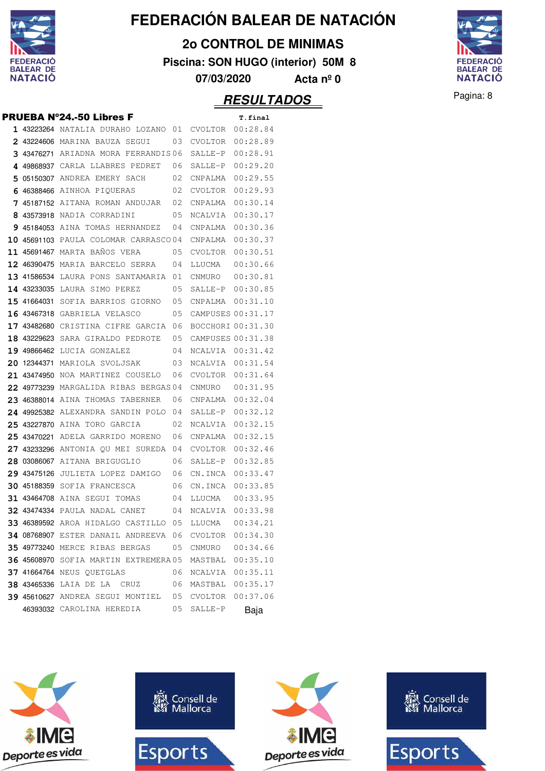# FEDERACIÓN BALEAR DE NATACIÓN

## 2o CONTROL DE MINIMAS

**Piscina: SON HUGO (interior) 50M 8**

**07/03/2020 Acta nº 0**

## RESULTADOS

### PRUEBA Nº24.-50 Libres F

| | | | | | T.final |
|---|---|---|---|---|---|
| 1 | 43223264 | NATALIA DURAHO LOZANO | 01 | CVOLTOR | 00:28.84 |
| 2 | 43224606 | MARINA BAUZA SEGUI | 03 | CVOLTOR | 00:28.89 |
| 3 | 43476271 | ARIADNA MORA FERRANDIS | 06 | SALLE-P | 00:28.91 |
| 4 | 49868937 | CARLA LLABRES PEDRET | 06 | SALLE-P | 00:29.20 |
| 5 | 05150307 | ANDREA EMERY SACH | 02 | CNPALMA | 00:29.55 |
| 6 | 46388466 | AINHOA PIQUERAS | 02 | CVOLTOR | 00:29.93 |
| 7 | 45187152 | AITANA ROMAN ANDUJAR | 02 | CNPALMA | 00:30.14 |
| 8 | 43573918 | NADIA CORRADINI | 05 | NCALVIA | 00:30.17 |
| 9 | 45184053 | AINA TOMAS HERNANDEZ | 04 | CNPALMA | 00:30.36 |
| 10 | 45691103 | PAULA COLOMAR CARRASCO | 04 | CNPALMA | 00:30.37 |
| 11 | 45691467 | MARTA BAÑOS VERA | 05 | CVOLTOR | 00:30.51 |
| 12 | 46390475 | MARIA BARCELO SERRA | 04 | LLUCMA | 00:30.66 |
| 13 | 41586534 | LAURA PONS SANTAMARIA | 01 | CNMURO | 00:30.81 |
| 14 | 43233035 | LAURA SIMO PEREZ | 05 | SALLE-P | 00:30.85 |
| 15 | 41664031 | SOFIA BARRIOS GIORNO | 05 | CNPALMA | 00:31.10 |
| 16 | 43467318 | GABRIELA VELASCO | 05 | CAMPUSES | 00:31.17 |
| 17 | 43482680 | CRISTINA CIFRE GARCIA | 06 | BOCCHORI | 00:31.30 |
| 18 | 43229623 | SARA GIRALDO PEDROTE | 05 | CAMPUSES | 00:31.38 |
| 19 | 49866462 | LUCIA GONZALEZ | 04 | NCALVIA | 00:31.42 |
| 20 | 12344371 | MARIOLA SVOLJSAK | 03 | NCALVIA | 00:31.54 |
| 21 | 43474950 | NOA MARTINEZ COUSELO | 06 | CVOLTOR | 00:31.64 |
| 22 | 49773239 | MARGALIDA RIBAS BERGAS | 04 | CNMURO | 00:31.95 |
| 23 | 46388014 | AINA THOMAS TABERNER | 06 | CNPALMA | 00:32.04 |
| 24 | 49925382 | ALEXANDRA SANDIN POLO | 04 | SALLE-P | 00:32.12 |
| 25 | 43227870 | AINA TORO GARCIA | 02 | NCALVIA | 00:32.15 |
| 25 | 43470221 | ADELA GARRIDO MORENO | 06 | CNPALMA | 00:32.15 |
| 27 | 43233296 | ANTONIA QU MEI SUREDA | 04 | CVOLTOR | 00:32.46 |
| 28 | 03086067 | AITANA BRIGUGLIO | 06 | SALLE-P | 00:32.85 |
| 29 | 43475126 | JULIETA LOPEZ DAMIGO | 06 | CN.INCA | 00:33.47 |
| 30 | 45188359 | SOFIA FRANCESCA | 06 | CN.INCA | 00:33.85 |
| 31 | 43464708 | AINA SEGUI TOMAS | 04 | LLUCMA | 00:33.95 |
| 32 | 43474334 | PAULA NADAL CANET | 04 | NCALVIA | 00:33.98 |
| 33 | 46389592 | AROA HIDALGO CASTILLO | 05 | LLUCMA | 00:34.21 |
| 34 | 08768907 | ESTER DANAIL ANDREEVA | 06 | CVOLTOR | 00:34.30 |
| 35 | 49773240 | MERCE RIBAS BERGAS | 05 | CNMURO | 00:34.66 |
| 36 | 45608970 | SOFIA MARTIN EXTREMERA | 05 | MASTBAL | 00:35.10 |
| 37 | 41664764 | NEUS QUETGLAS | 06 | NCALVIA | 00:35.11 |
| 38 | 43465336 | LAIA DE LA CRUZ | 06 | MASTBAL | 00:35.17 |
| 39 | 45610627 | ANDREA SEGUI MONTIEL | 05 | CVOLTOR | 00:37.06 |
| | 46393032 | CAROLINA HEREDIA | 05 | SALLE-P | Baja |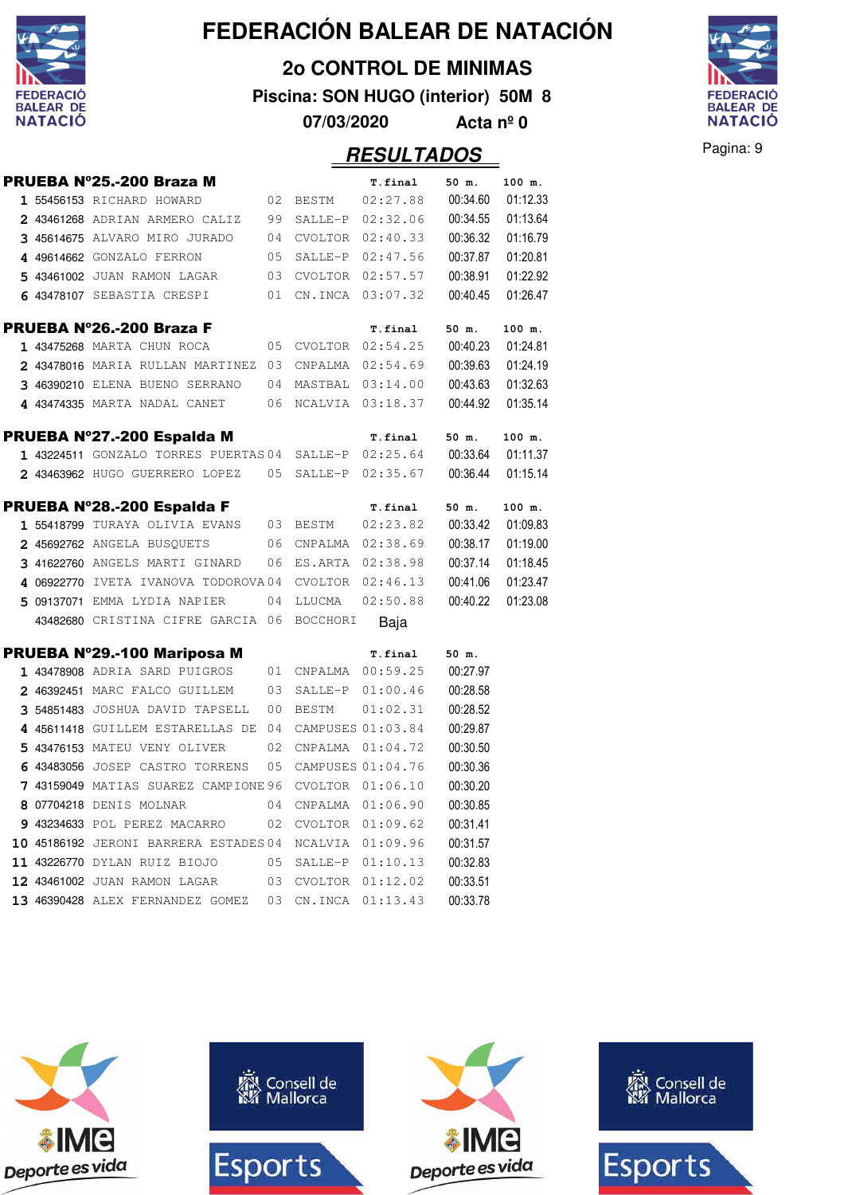# FEDERACIÓN BALEAR DE NATACIÓN

## 2o CONTROL DE MINIMAS

**Piscina: SON HUGO (interior) 50M 8**

**07/03/2020 Acta nº 0**

## RESULTADOS

### PRUEBA Nº25.-200 Braza M

| | Licencia | Nombre | Año | Club | T.final | 50 m. | 100 m. |
|---|---|---|---|---|---|---|---|
| 1 | 55456153 | RICHARD HOWARD | 02 | BESTM | 02:27.88 | 00:34.60 | 01:12.33 |
| 2 | 43461268 | ADRIAN ARMERO CALIZ | 99 | SALLE-P | 02:32.06 | 00:34.55 | 01:13.64 |
| 3 | 45614675 | ALVARO MIRO JURADO | 04 | CVOLTOR | 02:40.33 | 00:36.32 | 01:16.79 |
| 4 | 49614662 | GONZALO FERRON | 05 | SALLE-P | 02:47.56 | 00:37.87 | 01:20.81 |
| 5 | 43461002 | JUAN RAMON LAGAR | 03 | CVOLTOR | 02:57.57 | 00:38.91 | 01:22.92 |
| 6 | 43478107 | SEBASTIA CRESPI | 01 | CN.INCA | 03:07.32 | 00:40.45 | 01:26.47 |

### PRUEBA Nº26.-200 Braza F

| | Licencia | Nombre | Año | Club | T.final | 50 m. | 100 m. |
|---|---|---|---|---|---|---|---|
| 1 | 43475268 | MARTA CHUN ROCA | 05 | CVOLTOR | 02:54.25 | 00:40.23 | 01:24.81 |
| 2 | 43478016 | MARIA RULLAN MARTINEZ | 03 | CNPALMA | 02:54.69 | 00:39.63 | 01:24.19 |
| 3 | 46390210 | ELENA BUENO SERRANO | 04 | MASTBAL | 03:14.00 | 00:43.63 | 01:32.63 |
| 4 | 43474335 | MARTA NADAL CANET | 06 | NCALVIA | 03:18.37 | 00:44.92 | 01:35.14 |

### PRUEBA Nº27.-200 Espalda M

| | Licencia | Nombre | Año | Club | T.final | 50 m. | 100 m. |
|---|---|---|---|---|---|---|---|
| 1 | 43224511 | GONZALO TORRES PUERTAS | 04 | SALLE-P | 02:25.64 | 00:33.64 | 01:11.37 |
| 2 | 43463962 | HUGO GUERRERO LOPEZ | 05 | SALLE-P | 02:35.67 | 00:36.44 | 01:15.14 |

### PRUEBA Nº28.-200 Espalda F

| | Licencia | Nombre | Año | Club | T.final | 50 m. | 100 m. |
|---|---|---|---|---|---|---|---|
| 1 | 55418799 | TURAYA OLIVIA EVANS | 03 | BESTM | 02:23.82 | 00:33.42 | 01:09.83 |
| 2 | 45692762 | ANGELA BUSQUETS | 06 | CNPALMA | 02:38.69 | 00:38.17 | 01:19.00 |
| 3 | 41622760 | ANGELS MARTI GINARD | 06 | ES.ARTA | 02:38.98 | 00:37.14 | 01:18.45 |
| 4 | 06922770 | IVETA IVANOVA TODOROVA | 04 | CVOLTOR | 02:46.13 | 00:41.06 | 01:23.47 |
| 5 | 09137071 | EMMA LYDIA NAPIER | 04 | LLUCMA | 02:50.88 | 00:40.22 | 01:23.08 |
| | 43482680 | CRISTINA CIFRE GARCIA | 06 | BOCCHORI | Baja | | |

### PRUEBA Nº29.-100 Mariposa M

| | Licencia | Nombre | Año | Club | T.final | 50 m. |
|---|---|---|---|---|---|---|
| 1 | 43478908 | ADRIA SARD PUIGROS | 01 | CNPALMA | 00:59.25 | 00:27.97 |
| 2 | 46392451 | MARC FALCO GUILLEM | 03 | SALLE-P | 01:00.46 | 00:28.58 |
| 3 | 54851483 | JOSHUA DAVID TAPSELL | 00 | BESTM | 01:02.31 | 00:28.52 |
| 4 | 45611418 | GUILLEM ESTARELLAS DE | 04 | CAMPUSES | 01:03.84 | 00:29.87 |
| 5 | 43476153 | MATEU VENY OLIVER | 02 | CNPALMA | 01:04.72 | 00:30.50 |
| 6 | 43483056 | JOSEP CASTRO TORRENS | 05 | CAMPUSES | 01:04.76 | 00:30.36 |
| 7 | 43159049 | MATIAS SUAREZ CAMPIONE | 96 | CVOLTOR | 01:06.10 | 00:30.20 |
| 8 | 07704218 | DENIS MOLNAR | 04 | CNPALMA | 01:06.90 | 00:30.85 |
| 9 | 43234633 | POL PEREZ MACARRO | 02 | CVOLTOR | 01:09.62 | 00:31.41 |
| 10 | 45186192 | JERONI BARRERA ESTADES | 04 | NCALVIA | 01:09.96 | 00:31.57 |
| 11 | 43226770 | DYLAN RUIZ BIOJO | 05 | SALLE-P | 01:10.13 | 00:32.83 |
| 12 | 43461002 | JUAN RAMON LAGAR | 03 | CVOLTOR | 01:12.02 | 00:33.51 |
| 13 | 46390428 | ALEX FERNANDEZ GOMEZ | 03 | CN.INCA | 01:13.43 | 00:33.78 |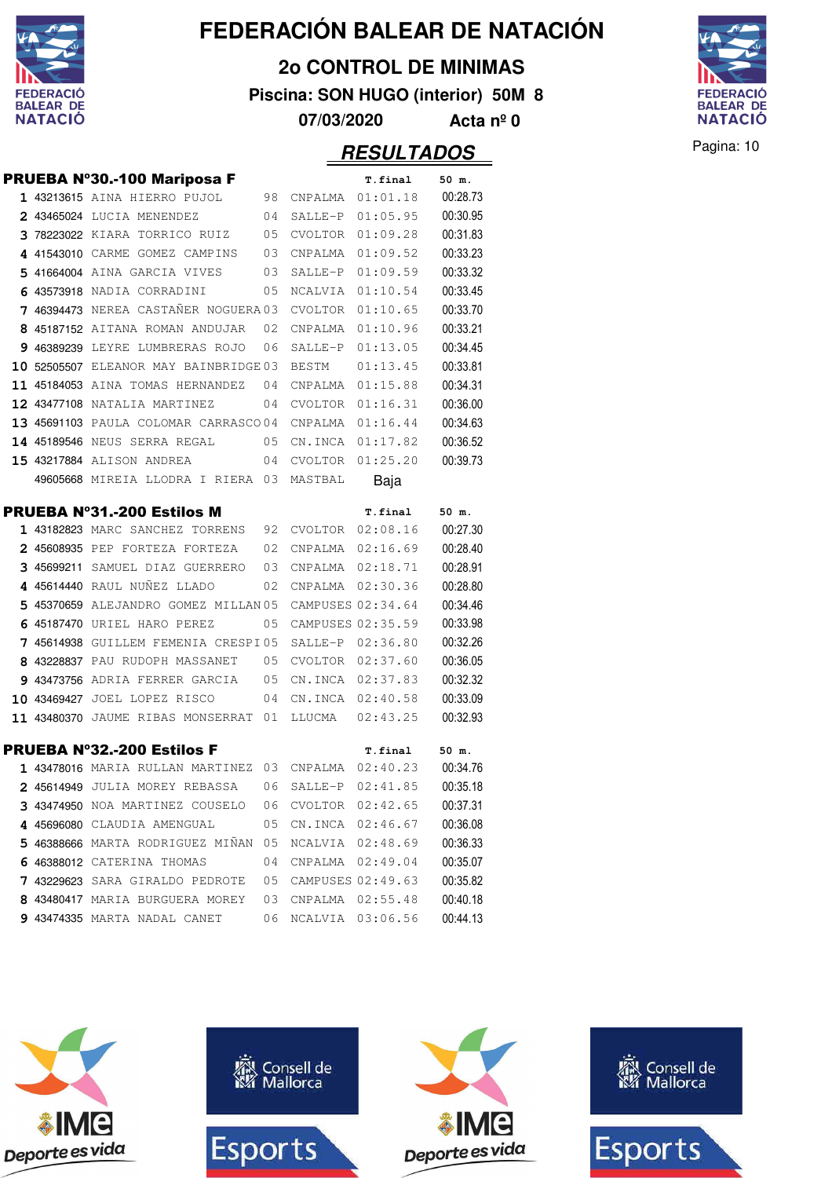# FEDERACIÓN BALEAR DE NATACIÓN

## 2o CONTROL DE MINIMAS

**Piscina: SON HUGO (interior) 50M 8**

**07/03/2020 Acta nº 0**

## RESULTADOS

### PRUEBA Nº30.-100 Mariposa F

| | | | | | T.final | 50 m. |
|---|---|---|---|---|---|---|
| 1 | 43213615 | AINA HIERRO PUJOL | 98 | CNPALMA | 01:01.18 | 00:28.73 |
| 2 | 43465024 | LUCIA MENENDEZ | 04 | SALLE-P | 01:05.95 | 00:30.95 |
| 3 | 78223022 | KIARA TORRICO RUIZ | 05 | CVOLTOR | 01:09.28 | 00:31.83 |
| 4 | 41543010 | CARME GOMEZ CAMPINS | 03 | CNPALMA | 01:09.52 | 00:33.23 |
| 5 | 41664004 | AINA GARCIA VIVES | 03 | SALLE-P | 01:09.59 | 00:33.32 |
| 6 | 43573918 | NADIA CORRADINI | 05 | NCALVIA | 01:10.54 | 00:33.45 |
| 7 | 46394473 | NEREA CASTAÑER NOGUERA | 03 | CVOLTOR | 01:10.65 | 00:33.70 |
| 8 | 45187152 | AITANA ROMAN ANDUJAR | 02 | CNPALMA | 01:10.96 | 00:33.21 |
| 9 | 46389239 | LEYRE LUMBRERAS ROJO | 06 | SALLE-P | 01:13.05 | 00:34.45 |
| 10 | 52505507 | ELEANOR MAY BAINBRIDGE | 03 | BESTM | 01:13.45 | 00:33.81 |
| 11 | 45184053 | AINA TOMAS HERNANDEZ | 04 | CNPALMA | 01:15.88 | 00:34.31 |
| 12 | 43477108 | NATALIA MARTINEZ | 04 | CVOLTOR | 01:16.31 | 00:36.00 |
| 13 | 45691103 | PAULA COLOMAR CARRASCO | 04 | CNPALMA | 01:16.44 | 00:34.63 |
| 14 | 45189546 | NEUS SERRA REGAL | 05 | CN.INCA | 01:17.82 | 00:36.52 |
| 15 | 43217884 | ALISON ANDREA | 04 | CVOLTOR | 01:25.20 | 00:39.73 |
| | 49605668 | MIREIA LLODRA I RIERA | 03 | MASTBAL | Baja | |

### PRUEBA Nº31.-200 Estilos M

| | | | | | T.final | 50 m. |
|---|---|---|---|---|---|---|
| 1 | 43182823 | MARC SANCHEZ TORRENS | 92 | CVOLTOR | 02:08.16 | 00:27.30 |
| 2 | 45608935 | PEP FORTEZA FORTEZA | 02 | CNPALMA | 02:16.69 | 00:28.40 |
| 3 | 45699211 | SAMUEL DIAZ GUERRERO | 03 | CNPALMA | 02:18.71 | 00:28.91 |
| 4 | 45614440 | RAUL NUÑEZ LLADO | 02 | CNPALMA | 02:30.36 | 00:28.80 |
| 5 | 45370659 | ALEJANDRO GOMEZ MILLAN | 05 | CAMPUSES | 02:34.64 | 00:34.46 |
| 6 | 45187470 | URIEL HARO PEREZ | 05 | CAMPUSES | 02:35.59 | 00:33.98 |
| 7 | 45614938 | GUILLEM FEMENIA CRESPI | 05 | SALLE-P | 02:36.80 | 00:32.26 |
| 8 | 43228837 | PAU RUDOPH MASSANET | 05 | CVOLTOR | 02:37.60 | 00:36.05 |
| 9 | 43473756 | ADRIA FERRER GARCIA | 05 | CN.INCA | 02:37.83 | 00:32.32 |
| 10 | 43469427 | JOEL LOPEZ RISCO | 04 | CN.INCA | 02:40.58 | 00:33.09 |
| 11 | 43480370 | JAUME RIBAS MONSERRAT | 01 | LLUCMA | 02:43.25 | 00:32.93 |

### PRUEBA Nº32.-200 Estilos F

| | | | | | T.final | 50 m. |
|---|---|---|---|---|---|---|
| 1 | 43478016 | MARIA RULLAN MARTINEZ | 03 | CNPALMA | 02:40.23 | 00:34.76 |
| 2 | 45614949 | JULIA MOREY REBASSA | 06 | SALLE-P | 02:41.85 | 00:35.18 |
| 3 | 43474950 | NOA MARTINEZ COUSELO | 06 | CVOLTOR | 02:42.65 | 00:37.31 |
| 4 | 45696080 | CLAUDIA AMENGUAL | 05 | CN.INCA | 02:46.67 | 00:36.08 |
| 5 | 46388666 | MARTA RODRIGUEZ MIÑAN | 05 | NCALVIA | 02:48.69 | 00:36.33 |
| 6 | 46388012 | CATERINA THOMAS | 04 | CNPALMA | 02:49.04 | 00:35.07 |
| 7 | 43229623 | SARA GIRALDO PEDROTE | 05 | CAMPUSES | 02:49.63 | 00:35.82 |
| 8 | 43480417 | MARIA BURGUERA MOREY | 03 | CNPALMA | 02:55.48 | 00:40.18 |
| 9 | 43474335 | MARTA NADAL CANET | 06 | NCALVIA | 03:06.56 | 00:44.13 |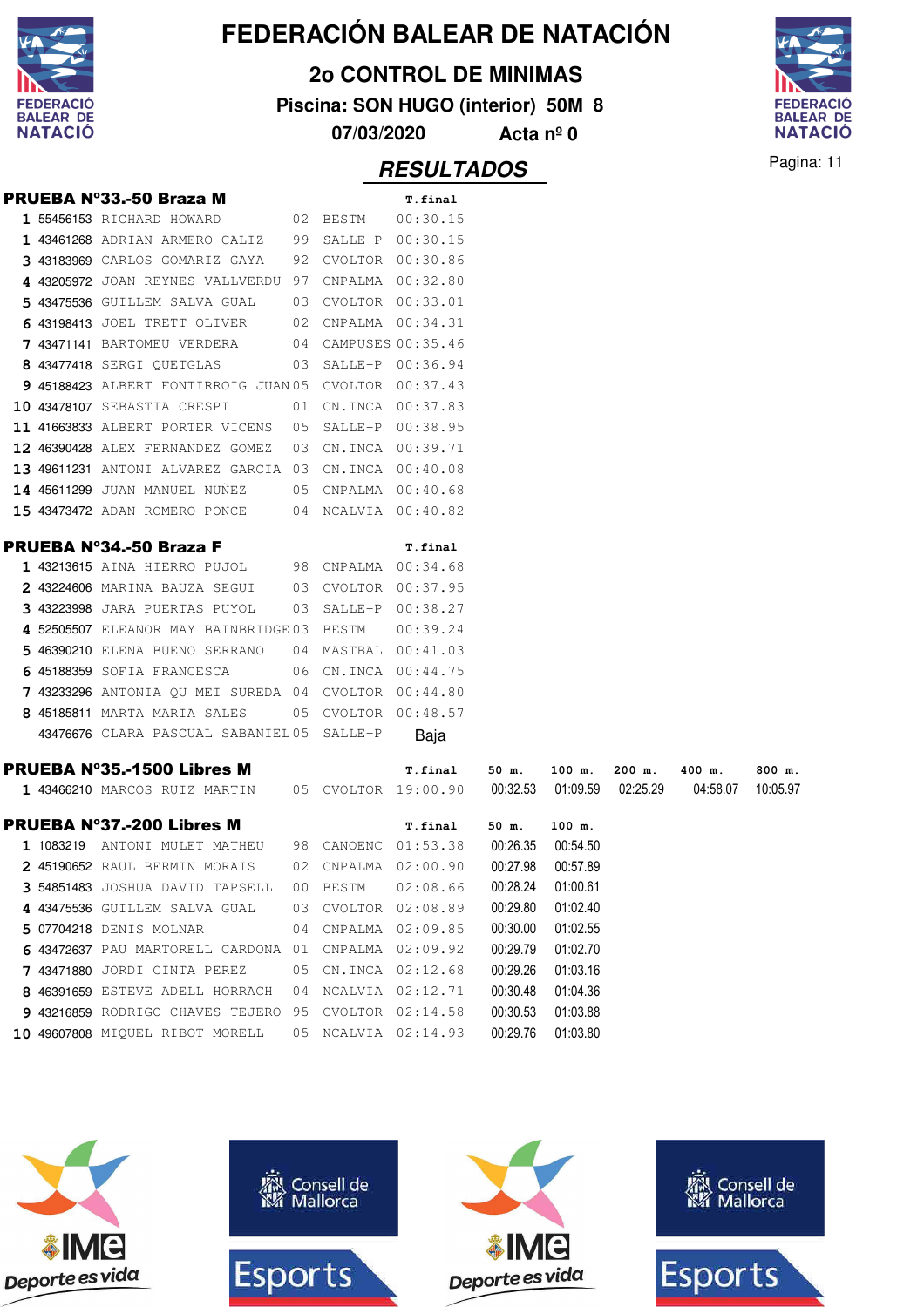# FEDERACIÓN BALEAR DE NATACIÓN

## 2o CONTROL DE MINIMAS

**Piscina: SON HUGO (interior) 50M 8**

**07/03/2020 Acta nº 0**

## *RESULTADOS*

### PRUEBA Nº33.-50 Braza M

| | | | | | T.final |
|---|---|---|---|---|---|
| 1 | 55456153 | RICHARD HOWARD | 02 | BESTM | 00:30.15 |
| 1 | 43461268 | ADRIAN ARMERO CALIZ | 99 | SALLE-P | 00:30.15 |
| 3 | 43183969 | CARLOS GOMARIZ GAYA | 92 | CVOLTOR | 00:30.86 |
| 4 | 43205972 | JOAN REYNES VALLVERDU | 97 | CNPALMA | 00:32.80 |
| 5 | 43475536 | GUILLEM SALVA GUAL | 03 | CVOLTOR | 00:33.01 |
| 6 | 43198413 | JOEL TRETT OLIVER | 02 | CNPALMA | 00:34.31 |
| 7 | 43471141 | BARTOMEU VERDERA | 04 | CAMPUSES | 00:35.46 |
| 8 | 43477418 | SERGI QUETGLAS | 03 | SALLE-P | 00:36.94 |
| 9 | 45188423 | ALBERT FONTIRROIG JUAN | 05 | CVOLTOR | 00:37.43 |
| 10 | 43478107 | SEBASTIA CRESPI | 01 | CN.INCA | 00:37.83 |
| 11 | 41663833 | ALBERT PORTER VICENS | 05 | SALLE-P | 00:38.95 |
| 12 | 46390428 | ALEX FERNANDEZ GOMEZ | 03 | CN.INCA | 00:39.71 |
| 13 | 49611231 | ANTONI ALVAREZ GARCIA | 03 | CN.INCA | 00:40.08 |
| 14 | 45611299 | JUAN MANUEL NUÑEZ | 05 | CNPALMA | 00:40.68 |
| 15 | 43473472 | ADAN ROMERO PONCE | 04 | NCALVIA | 00:40.82 |

### PRUEBA Nº34.-50 Braza F

| | | | | | T.final |
|---|---|---|---|---|---|
| 1 | 43213615 | AINA HIERRO PUJOL | 98 | CNPALMA | 00:34.68 |
| 2 | 43224606 | MARINA BAUZA SEGUI | 03 | CVOLTOR | 00:37.95 |
| 3 | 43223998 | JARA PUERTAS PUYOL | 03 | SALLE-P | 00:38.27 |
| 4 | 52505507 | ELEANOR MAY BAINBRIDGE | 03 | BESTM | 00:39.24 |
| 5 | 46390210 | ELENA BUENO SERRANO | 04 | MASTBAL | 00:41.03 |
| 6 | 45188359 | SOFIA FRANCESCA | 06 | CN.INCA | 00:44.75 |
| 7 | 43233296 | ANTONIA QU MEI SUREDA | 04 | CVOLTOR | 00:44.80 |
| 8 | 45185811 | MARTA MARIA SALES | 05 | CVOLTOR | 00:48.57 |
| | 43476676 | CLARA PASCUAL SABANIEL | 05 | SALLE-P | Baja |

### PRUEBA Nº35.-1500 Libres M

| | | | | | T.final | 50 m. | 100 m. | 200 m. | 400 m. | 800 m. |
|---|---|---|---|---|---|---|---|---|---|---|
| 1 | 43466210 | MARCOS RUIZ MARTIN | 05 | CVOLTOR | 19:00.90 | 00:32.53 | 01:09.59 | 02:25.29 | 04:58.07 | 10:05.97 |

### PRUEBA Nº37.-200 Libres M

| | | | | | T.final | 50 m. | 100 m. |
|---|---|---|---|---|---|---|---|
| 1 | 1083219 | ANTONI MULET MATHEU | 98 | CANOENC | 01:53.38 | 00:26.35 | 00:54.50 |
| 2 | 45190652 | RAUL BERMIN MORAIS | 02 | CNPALMA | 02:00.90 | 00:27.98 | 00:57.89 |
| 3 | 54851483 | JOSHUA DAVID TAPSELL | 00 | BESTM | 02:08.66 | 00:28.24 | 01:00.61 |
| 4 | 43475536 | GUILLEM SALVA GUAL | 03 | CVOLTOR | 02:08.89 | 00:29.80 | 01:02.40 |
| 5 | 07704218 | DENIS MOLNAR | 04 | CNPALMA | 02:09.85 | 00:30.00 | 01:02.55 |
| 6 | 43472637 | PAU MARTORELL CARDONA | 01 | CNPALMA | 02:09.92 | 00:29.79 | 01:02.70 |
| 7 | 43471880 | JORDI CINTA PEREZ | 05 | CN.INCA | 02:12.68 | 00:29.26 | 01:03.16 |
| 8 | 46391659 | ESTEVE ADELL HORRACH | 04 | NCALVIA | 02:12.71 | 00:30.48 | 01:04.36 |
| 9 | 43216859 | RODRIGO CHAVES TEJERO | 95 | CVOLTOR | 02:14.58 | 00:30.53 | 01:03.88 |
| 10 | 49607808 | MIQUEL RIBOT MORELL | 05 | NCALVIA | 02:14.93 | 00:29.76 | 01:03.80 |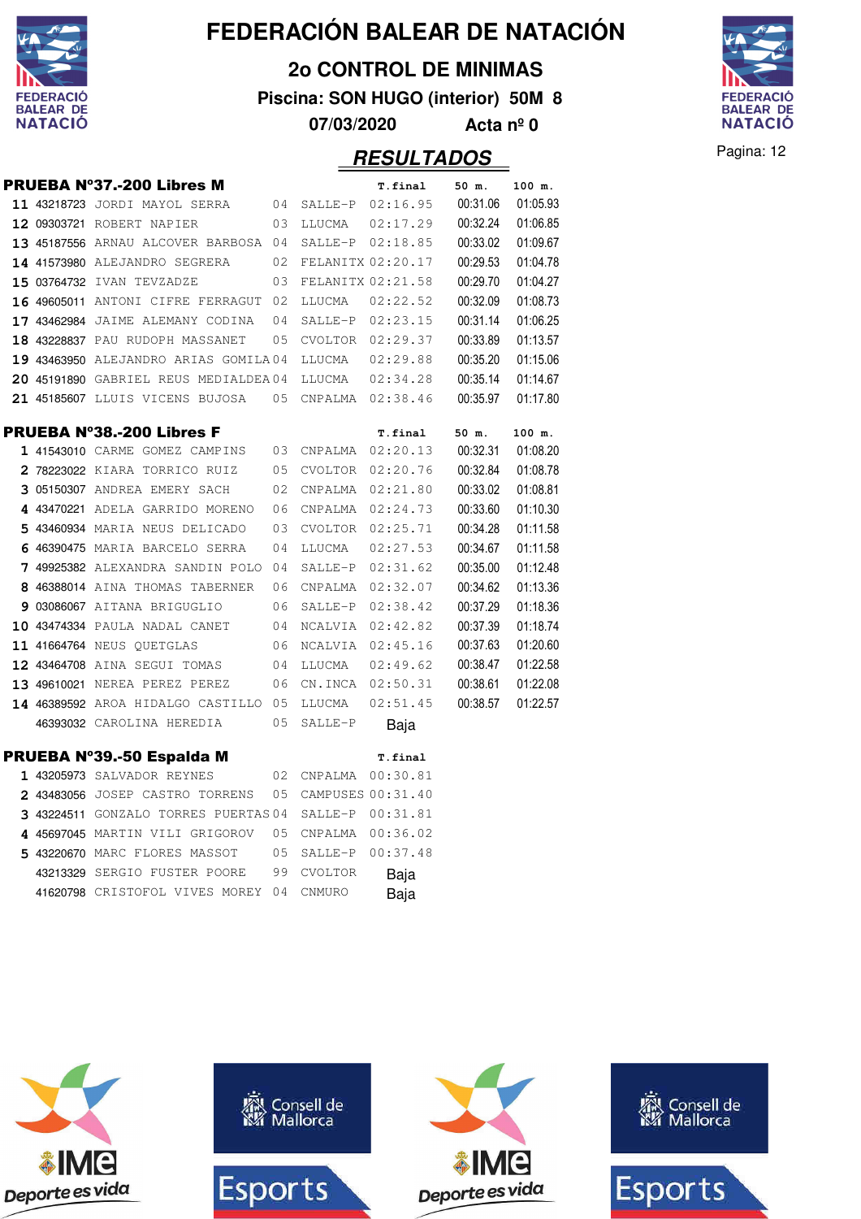# FEDERACIÓN BALEAR DE NATACIÓN

## 2o CONTROL DE MINIMAS

**Piscina: SON HUGO (interior) 50M 8**

**07/03/2020 Acta nº 0**

## RESULTADOS

### PRUEBA Nº37.-200 Libres M

| | | | | | T.final | 50 m. | 100 m. |
|---|---|---|---|---|---|---|---|
| 11 | 43218723 | JORDI MAYOL SERRA | 04 | SALLE-P | 02:16.95 | 00:31.06 | 01:05.93 |
| 12 | 09303721 | ROBERT NAPIER | 03 | LLUCMA | 02:17.29 | 00:32.24 | 01:06.85 |
| 13 | 45187556 | ARNAU ALCOVER BARBOSA | 04 | SALLE-P | 02:18.85 | 00:33.02 | 01:09.67 |
| 14 | 41573980 | ALEJANDRO SEGRERA | 02 | FELANITX | 02:20.17 | 00:29.53 | 01:04.78 |
| 15 | 03764732 | IVAN TEVZADZE | 03 | FELANITX | 02:21.58 | 00:29.70 | 01:04.27 |
| 16 | 49605011 | ANTONI CIFRE FERRAGUT | 02 | LLUCMA | 02:22.52 | 00:32.09 | 01:08.73 |
| 17 | 43462984 | JAIME ALEMANY CODINA | 04 | SALLE-P | 02:23.15 | 00:31.14 | 01:06.25 |
| 18 | 43228837 | PAU RUDOPH MASSANET | 05 | CVOLTOR | 02:29.37 | 00:33.89 | 01:13.57 |
| 19 | 43463950 | ALEJANDRO ARIAS GOMILA | 04 | LLUCMA | 02:29.88 | 00:35.20 | 01:15.06 |
| 20 | 45191890 | GABRIEL REUS MEDIALDEA | 04 | LLUCMA | 02:34.28 | 00:35.14 | 01:14.67 |
| 21 | 45185607 | LLUIS VICENS BUJOSA | 05 | CNPALMA | 02:38.46 | 00:35.97 | 01:17.80 |

### PRUEBA Nº38.-200 Libres F

| | | | | | T.final | 50 m. | 100 m. |
|---|---|---|---|---|---|---|---|
| 1 | 41543010 | CARME GOMEZ CAMPINS | 03 | CNPALMA | 02:20.13 | 00:32.31 | 01:08.20 |
| 2 | 78223022 | KIARA TORRICO RUIZ | 05 | CVOLTOR | 02:20.76 | 00:32.84 | 01:08.78 |
| 3 | 05150307 | ANDREA EMERY SACH | 02 | CNPALMA | 02:21.80 | 00:33.02 | 01:08.81 |
| 4 | 43470221 | ADELA GARRIDO MORENO | 06 | CNPALMA | 02:24.73 | 00:33.60 | 01:10.30 |
| 5 | 43460934 | MARIA NEUS DELICADO | 03 | CVOLTOR | 02:25.71 | 00:34.28 | 01:11.58 |
| 6 | 46390475 | MARIA BARCELO SERRA | 04 | LLUCMA | 02:27.53 | 00:34.67 | 01:11.58 |
| 7 | 49925382 | ALEXANDRA SANDIN POLO | 04 | SALLE-P | 02:31.62 | 00:35.00 | 01:12.48 |
| 8 | 46388014 | AINA THOMAS TABERNER | 06 | CNPALMA | 02:32.07 | 00:34.62 | 01:13.36 |
| 9 | 03086067 | AITANA BRIGUGLIO | 06 | SALLE-P | 02:38.42 | 00:37.29 | 01:18.36 |
| 10 | 43474334 | PAULA NADAL CANET | 04 | NCALVIA | 02:42.82 | 00:37.39 | 01:18.74 |
| 11 | 41664764 | NEUS QUETGLAS | 06 | NCALVIA | 02:45.16 | 00:37.63 | 01:20.60 |
| 12 | 43464708 | AINA SEGUI TOMAS | 04 | LLUCMA | 02:49.62 | 00:38.47 | 01:22.58 |
| 13 | 49610021 | NEREA PEREZ PEREZ | 06 | CN.INCA | 02:50.31 | 00:38.61 | 01:22.08 |
| 14 | 46389592 | AROA HIDALGO CASTILLO | 05 | LLUCMA | 02:51.45 | 00:38.57 | 01:22.57 |
| | 46393032 | CAROLINA HEREDIA | 05 | SALLE-P | Baja | | |

### PRUEBA Nº39.-50 Espalda M

| | | | | | T.final |
|---|---|---|---|---|---|
| 1 | 43205973 | SALVADOR REYNES | 02 | CNPALMA | 00:30.81 |
| 2 | 43483056 | JOSEP CASTRO TORRENS | 05 | CAMPUSES | 00:31.40 |
| 3 | 43224511 | GONZALO TORRES PUERTAS | 04 | SALLE-P | 00:31.81 |
| 4 | 45697045 | MARTIN VILI GRIGOROV | 05 | CNPALMA | 00:36.02 |
| 5 | 43220670 | MARC FLORES MASSOT | 05 | SALLE-P | 00:37.48 |
| | 43213329 | SERGIO FUSTER POORE | 99 | CVOLTOR | Baja |
| | 41620798 | CRISTOFOL VIVES MOREY | 04 | CNMURO | Baja |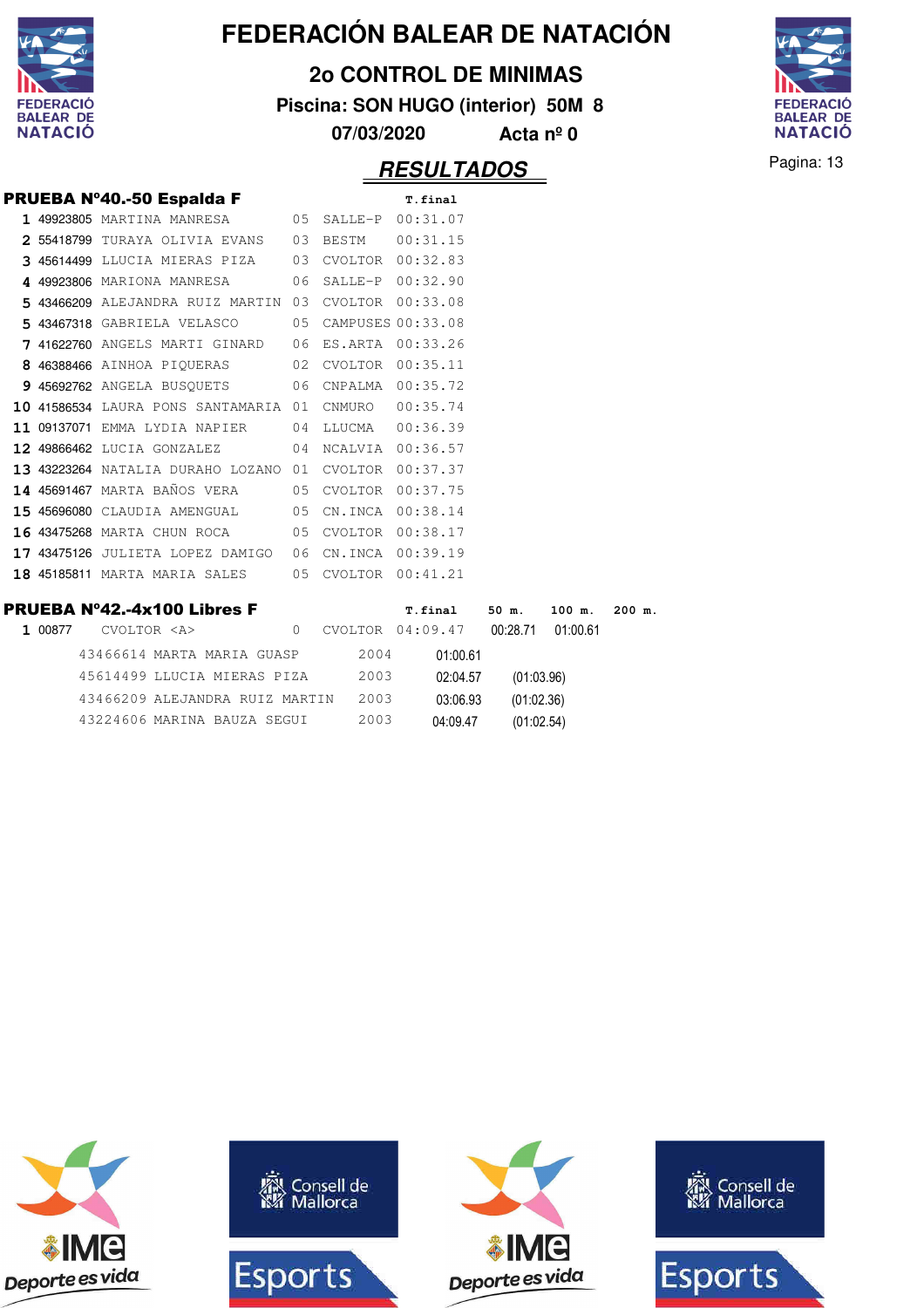# FEDERACIÓN BALEAR DE NATACIÓN

## 2o CONTROL DE MINIMAS

**Piscina: SON HUGO (interior) 50M 8**

**07/03/2020 Acta nº 0**

## RESULTADOS

### PRUEBA Nº40.-50 Espalda F

| | | | | | T.final |
|---|---|---|---|---|---|
| 1 | 49923805 | MARTINA MANRESA | 05 | SALLE-P | 00:31.07 |
| 2 | 55418799 | TURAYA OLIVIA EVANS | 03 | BESTM | 00:31.15 |
| 3 | 45614499 | LLUCIA MIERAS PIZA | 03 | CVOLTOR | 00:32.83 |
| 4 | 49923806 | MARIONA MANRESA | 06 | SALLE-P | 00:32.90 |
| 5 | 43466209 | ALEJANDRA RUIZ MARTIN | 03 | CVOLTOR | 00:33.08 |
| 5 | 43467318 | GABRIELA VELASCO | 05 | CAMPUSES | 00:33.08 |
| 7 | 41622760 | ANGELS MARTI GINARD | 06 | ES.ARTA | 00:33.26 |
| 8 | 46388466 | AINHOA PIQUERAS | 02 | CVOLTOR | 00:35.11 |
| 9 | 45692762 | ANGELA BUSQUETS | 06 | CNPALMA | 00:35.72 |
| 10 | 41586534 | LAURA PONS SANTAMARIA | 01 | CNMURO | 00:35.74 |
| 11 | 09137071 | EMMA LYDIA NAPIER | 04 | LLUCMA | 00:36.39 |
| 12 | 49866462 | LUCIA GONZALEZ | 04 | NCALVIA | 00:36.57 |
| 13 | 43223264 | NATALIA DURAHO LOZANO | 01 | CVOLTOR | 00:37.37 |
| 14 | 45691467 | MARTA BAÑOS VERA | 05 | CVOLTOR | 00:37.75 |
| 15 | 45696080 | CLAUDIA AMENGUAL | 05 | CN.INCA | 00:38.14 |
| 16 | 43475268 | MARTA CHUN ROCA | 05 | CVOLTOR | 00:38.17 |
| 17 | 43475126 | JULIETA LOPEZ DAMIGO | 06 | CN.INCA | 00:39.19 |
| 18 | 45185811 | MARTA MARIA SALES | 05 | CVOLTOR | 00:41.21 |

### PRUEBA Nº42.-4x100 Libres F

| | | | | | T.final | 50 m. | 100 m. | 200 m. |
|---|---|---|---|---|---|---|---|---|
| 1 | 00877 | CVOLTOR <A> | 0 | CVOLTOR | 04:09.47 | 00:28.71 | 01:00.61 | |

| | | | |
|---|---|---|---|
| 43466614 MARTA MARIA GUASP | 2004 | 01:00.61 | |
| 45614499 LLUCIA MIERAS PIZA | 2003 | 02:04.57 | (01:03.96) |
| 43466209 ALEJANDRA RUIZ MARTIN | 2003 | 03:06.93 | (01:02.36) |
| 43224606 MARINA BAUZA SEGUI | 2003 | 04:09.47 | (01:02.54) |